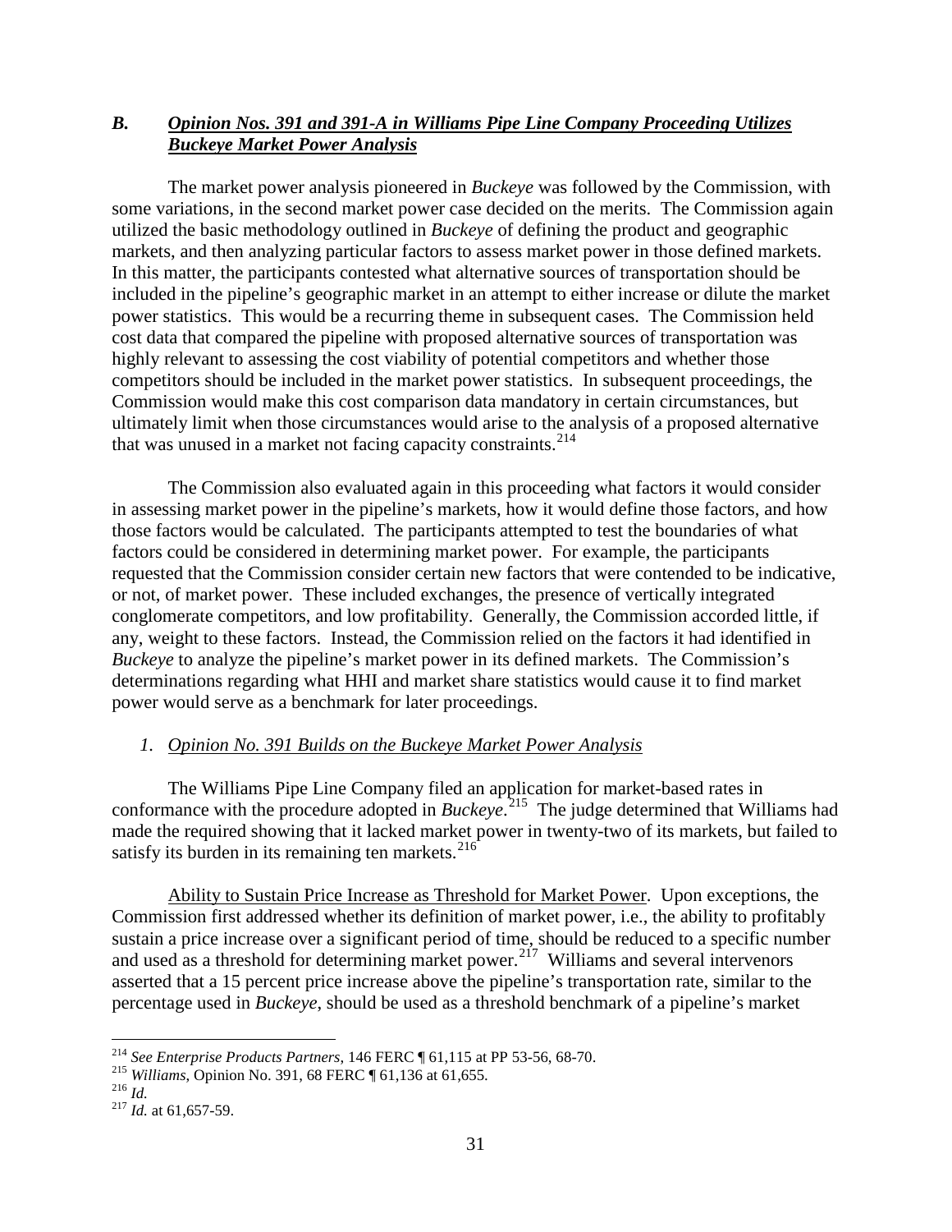## *B. Opinion Nos. 391 and 391-A in Williams Pipe Line Company Proceeding Utilizes Buckeye Market Power Analysis*

The market power analysis pioneered in *Buckeye* was followed by the Commission, with some variations, in the second market power case decided on the merits. The Commission again utilized the basic methodology outlined in *Buckeye* of defining the product and geographic markets, and then analyzing particular factors to assess market power in those defined markets. In this matter, the participants contested what alternative sources of transportation should be included in the pipeline's geographic market in an attempt to either increase or dilute the market power statistics. This would be a recurring theme in subsequent cases. The Commission held cost data that compared the pipeline with proposed alternative sources of transportation was highly relevant to assessing the cost viability of potential competitors and whether those competitors should be included in the market power statistics. In subsequent proceedings, the Commission would make this cost comparison data mandatory in certain circumstances, but ultimately limit when those circumstances would arise to the analysis of a proposed alternative that was unused in a market not facing capacity constraints.[214]

The Commission also evaluated again in this proceeding what factors it would consider in assessing market power in the pipeline's markets, how it would define those factors, and how those factors would be calculated. The participants attempted to test the boundaries of what factors could be considered in determining market power. For example, the participants requested that the Commission consider certain new factors that were contended to be indicative, or not, of market power. These included exchanges, the presence of vertically integrated conglomerate competitors, and low profitability. Generally, the Commission accorded little, if any, weight to these factors. Instead, the Commission relied on the factors it had identified in *Buckeye* to analyze the pipeline's market power in its defined markets. The Commission's determinations regarding what HHI and market share statistics would cause it to find market power would serve as a benchmark for later proceedings.

### *1. Opinion No. 391 Builds on the Buckeye Market Power Analysis*

The Williams Pipe Line Company filed an application for market-based rates in conformance with the procedure adopted in *Buckeye*.[215] The judge determined that Williams had made the required showing that it lacked market power in twenty-two of its markets, but failed to satisfy its burden in its remaining ten markets.[216]

Ability to Sustain Price Increase as Threshold for Market Power. Upon exceptions, the Commission first addressed whether its definition of market power, i.e., the ability to profitably sustain a price increase over a significant period of time, should be reduced to a specific number and used as a threshold for determining market power.[217] Williams and several intervenors asserted that a 15 percent price increase above the pipeline's transportation rate, similar to the percentage used in *Buckeye*, should be used as a threshold benchmark of a pipeline's market

---

[214] *See Enterprise Products Partners*, 146 FERC ¶ 61,115 at PP 53-56, 68-70.

[215] *Williams*, Opinion No. 391, 68 FERC ¶ 61,136 at 61,655.

[216] *Id.*

[217] *Id.* at 61,657-59.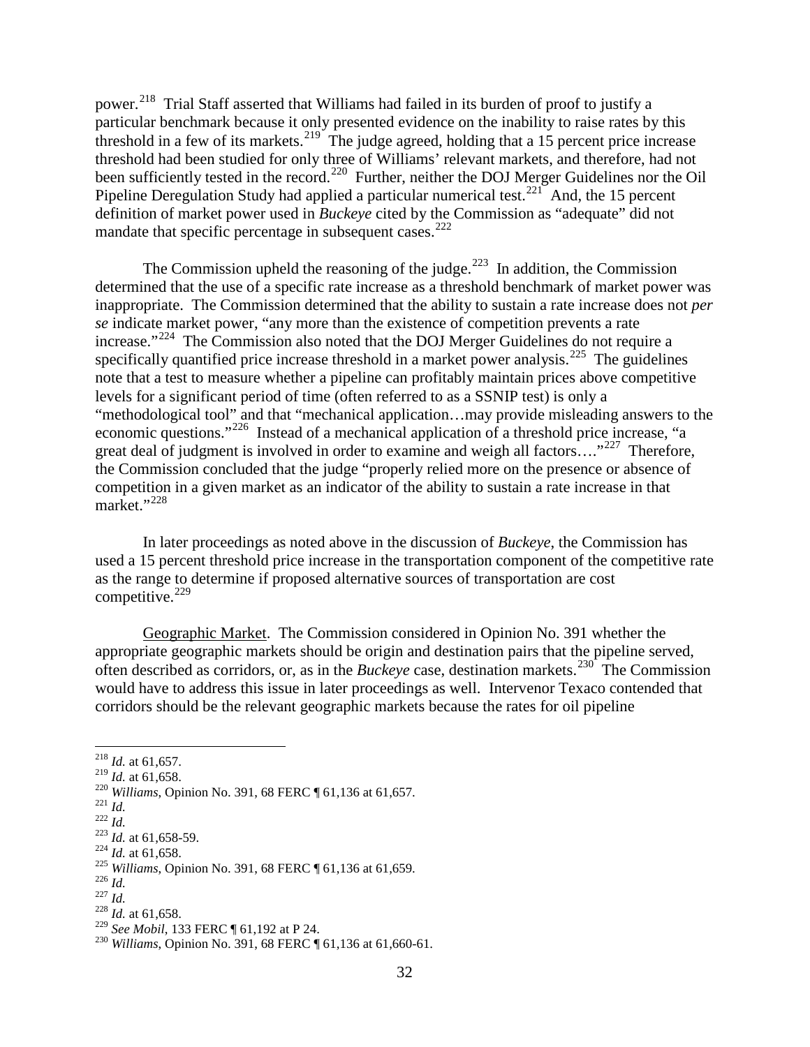power.[218] Trial Staff asserted that Williams had failed in its burden of proof to justify a particular benchmark because it only presented evidence on the inability to raise rates by this threshold in a few of its markets.[219] The judge agreed, holding that a 15 percent price increase threshold had been studied for only three of Williams' relevant markets, and therefore, had not been sufficiently tested in the record.[220] Further, neither the DOJ Merger Guidelines nor the Oil Pipeline Deregulation Study had applied a particular numerical test.[221] And, the 15 percent definition of market power used in *Buckeye* cited by the Commission as "adequate" did not mandate that specific percentage in subsequent cases.[222]

The Commission upheld the reasoning of the judge.[223] In addition, the Commission determined that the use of a specific rate increase as a threshold benchmark of market power was inappropriate. The Commission determined that the ability to sustain a rate increase does not *per se* indicate market power, "any more than the existence of competition prevents a rate increase."[224] The Commission also noted that the DOJ Merger Guidelines do not require a specifically quantified price increase threshold in a market power analysis.[225] The guidelines note that a test to measure whether a pipeline can profitably maintain prices above competitive levels for a significant period of time (often referred to as a SSNIP test) is only a "methodological tool" and that "mechanical application…may provide misleading answers to the economic questions."[226] Instead of a mechanical application of a threshold price increase, "a great deal of judgment is involved in order to examine and weigh all factors…."[227] Therefore, the Commission concluded that the judge "properly relied more on the presence or absence of competition in a given market as an indicator of the ability to sustain a rate increase in that market."[228]

In later proceedings as noted above in the discussion of *Buckeye*, the Commission has used a 15 percent threshold price increase in the transportation component of the competitive rate as the range to determine if proposed alternative sources of transportation are cost competitive.[229]

Geographic Market. The Commission considered in Opinion No. 391 whether the appropriate geographic markets should be origin and destination pairs that the pipeline served, often described as corridors, or, as in the *Buckeye* case, destination markets.[230] The Commission would have to address this issue in later proceedings as well. Intervenor Texaco contended that corridors should be the relevant geographic markets because the rates for oil pipeline

---

[218] *Id.* at 61,657.
[219] *Id.* at 61,658.
[220] *Williams*, Opinion No. 391, 68 FERC ¶ 61,136 at 61,657.
[221] *Id.*
[222] *Id.*
[223] *Id.* at 61,658-59.
[224] *Id.* at 61,658.
[225] *Williams*, Opinion No. 391, 68 FERC ¶ 61,136 at 61,659.
[226] *Id.*
[227] *Id.*
[228] *Id.* at 61,658.
[229] *See Mobil*, 133 FERC ¶ 61,192 at P 24.
[230] *Williams*, Opinion No. 391, 68 FERC ¶ 61,136 at 61,660-61.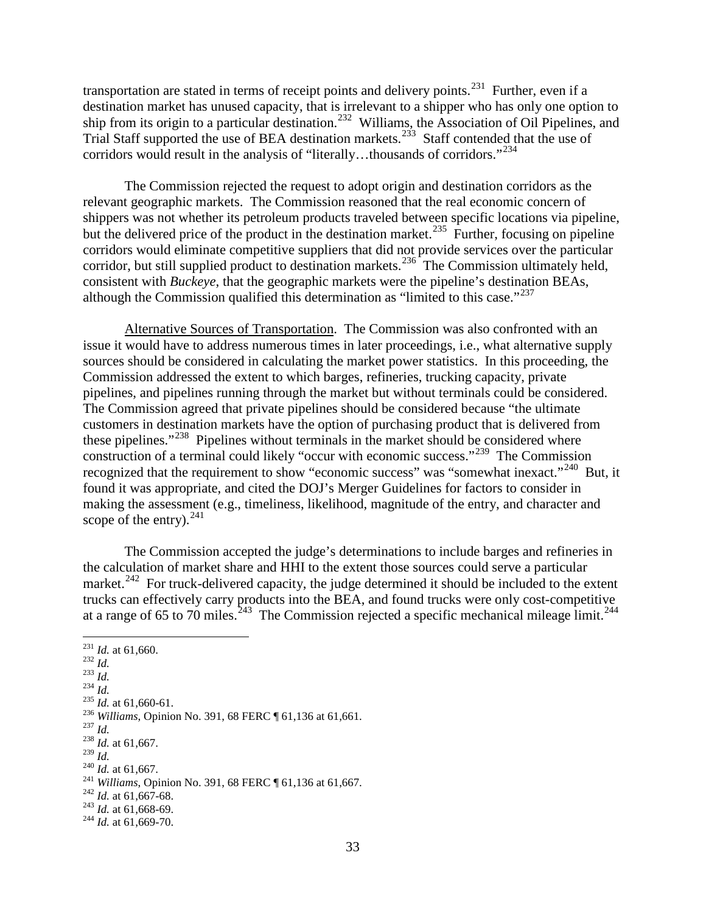transportation are stated in terms of receipt points and delivery points.[231] Further, even if a destination market has unused capacity, that is irrelevant to a shipper who has only one option to ship from its origin to a particular destination.[232] Williams, the Association of Oil Pipelines, and Trial Staff supported the use of BEA destination markets.[233] Staff contended that the use of corridors would result in the analysis of "literally…thousands of corridors."[234]

The Commission rejected the request to adopt origin and destination corridors as the relevant geographic markets. The Commission reasoned that the real economic concern of shippers was not whether its petroleum products traveled between specific locations via pipeline, but the delivered price of the product in the destination market.[235] Further, focusing on pipeline corridors would eliminate competitive suppliers that did not provide services over the particular corridor, but still supplied product to destination markets.[236] The Commission ultimately held, consistent with *Buckeye*, that the geographic markets were the pipeline's destination BEAs, although the Commission qualified this determination as "limited to this case."[237]

Alternative Sources of Transportation. The Commission was also confronted with an issue it would have to address numerous times in later proceedings, i.e., what alternative supply sources should be considered in calculating the market power statistics. In this proceeding, the Commission addressed the extent to which barges, refineries, trucking capacity, private pipelines, and pipelines running through the market but without terminals could be considered. The Commission agreed that private pipelines should be considered because "the ultimate customers in destination markets have the option of purchasing product that is delivered from these pipelines."[238] Pipelines without terminals in the market should be considered where construction of a terminal could likely "occur with economic success."[239] The Commission recognized that the requirement to show "economic success" was "somewhat inexact."[240] But, it found it was appropriate, and cited the DOJ's Merger Guidelines for factors to consider in making the assessment (e.g., timeliness, likelihood, magnitude of the entry, and character and scope of the entry).[241]

The Commission accepted the judge's determinations to include barges and refineries in the calculation of market share and HHI to the extent those sources could serve a particular market.[242] For truck-delivered capacity, the judge determined it should be included to the extent trucks can effectively carry products into the BEA, and found trucks were only cost-competitive at a range of 65 to 70 miles.[243] The Commission rejected a specific mechanical mileage limit.[244]

---

[231] *Id.* at 61,660.
[232] *Id.*
[233] *Id.*
[234] *Id.*
[235] *Id.* at 61,660-61.
[236] *Williams*, Opinion No. 391, 68 FERC ¶ 61,136 at 61,661.
[237] *Id.*
[238] *Id.* at 61,667.
[239] *Id.*
[240] *Id.* at 61,667.
[241] *Williams*, Opinion No. 391, 68 FERC ¶ 61,136 at 61,667.
[242] *Id.* at 61,667-68.
[243] *Id.* at 61,668-69.
[244] *Id.* at 61,669-70.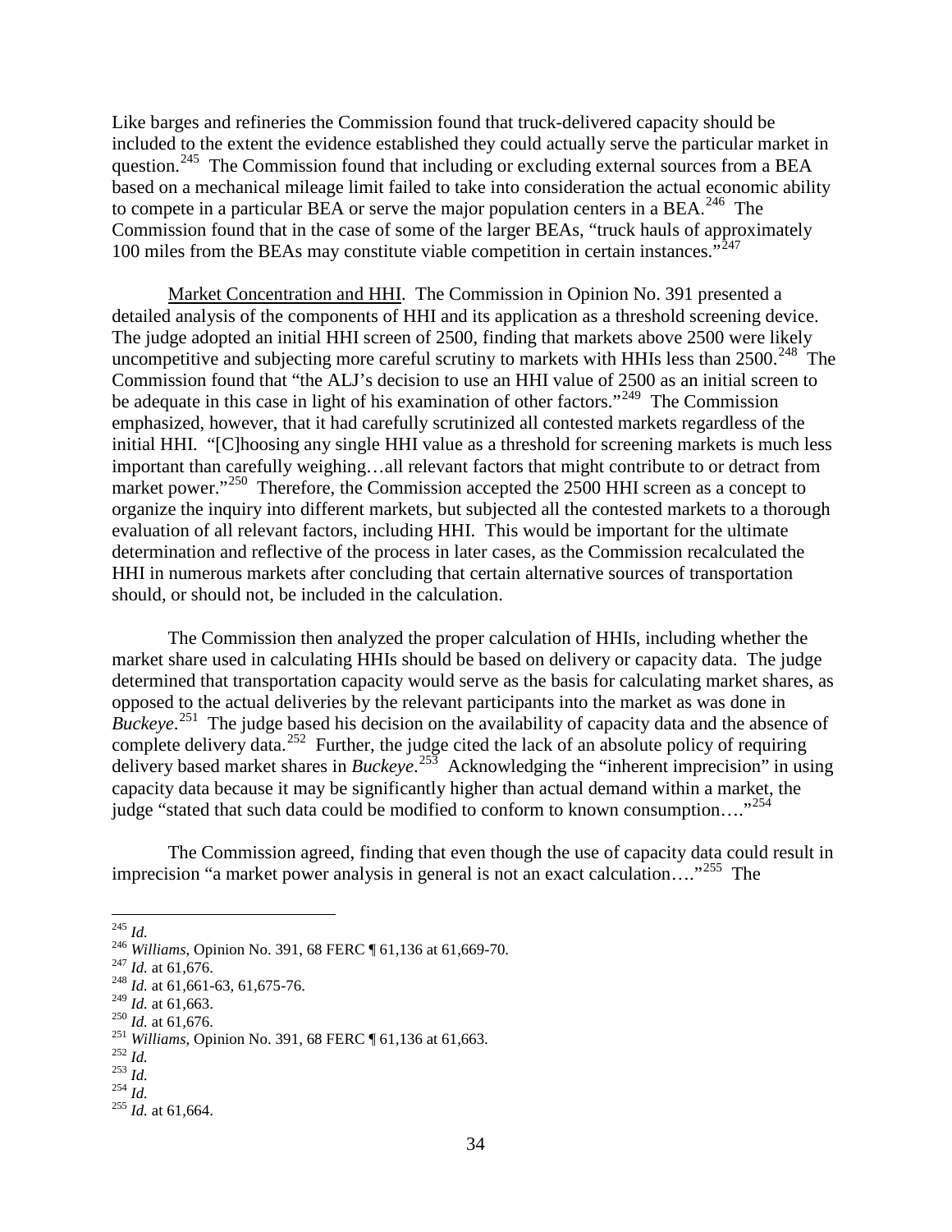Like barges and refineries the Commission found that truck-delivered capacity should be included to the extent the evidence established they could actually serve the particular market in question.[245] The Commission found that including or excluding external sources from a BEA based on a mechanical mileage limit failed to take into consideration the actual economic ability to compete in a particular BEA or serve the major population centers in a BEA.[246] The Commission found that in the case of some of the larger BEAs, "truck hauls of approximately 100 miles from the BEAs may constitute viable competition in certain instances."[247]

Market Concentration and HHI. The Commission in Opinion No. 391 presented a detailed analysis of the components of HHI and its application as a threshold screening device. The judge adopted an initial HHI screen of 2500, finding that markets above 2500 were likely uncompetitive and subjecting more careful scrutiny to markets with HHIs less than 2500.[248] The Commission found that "the ALJ's decision to use an HHI value of 2500 as an initial screen to be adequate in this case in light of his examination of other factors."[249] The Commission emphasized, however, that it had carefully scrutinized all contested markets regardless of the initial HHI. "[C]hoosing any single HHI value as a threshold for screening markets is much less important than carefully weighing…all relevant factors that might contribute to or detract from market power."[250] Therefore, the Commission accepted the 2500 HHI screen as a concept to organize the inquiry into different markets, but subjected all the contested markets to a thorough evaluation of all relevant factors, including HHI. This would be important for the ultimate determination and reflective of the process in later cases, as the Commission recalculated the HHI in numerous markets after concluding that certain alternative sources of transportation should, or should not, be included in the calculation.

The Commission then analyzed the proper calculation of HHIs, including whether the market share used in calculating HHIs should be based on delivery or capacity data. The judge determined that transportation capacity would serve as the basis for calculating market shares, as opposed to the actual deliveries by the relevant participants into the market as was done in *Buckeye*.[251] The judge based his decision on the availability of capacity data and the absence of complete delivery data.[252] Further, the judge cited the lack of an absolute policy of requiring delivery based market shares in *Buckeye*.[253] Acknowledging the "inherent imprecision" in using capacity data because it may be significantly higher than actual demand within a market, the judge "stated that such data could be modified to conform to known consumption…."[254]

The Commission agreed, finding that even though the use of capacity data could result in imprecision "a market power analysis in general is not an exact calculation…."[255] The

---

[245] *Id.*
[246] *Williams*, Opinion No. 391, 68 FERC ¶ 61,136 at 61,669-70.
[247] *Id.* at 61,676.
[248] *Id.* at 61,661-63, 61,675-76.
[249] *Id.* at 61,663.
[250] *Id.* at 61,676.
[251] *Williams*, Opinion No. 391, 68 FERC ¶ 61,136 at 61,663.
[252] *Id.*
[253] *Id.*
[254] *Id.*
[255] *Id.* at 61,664.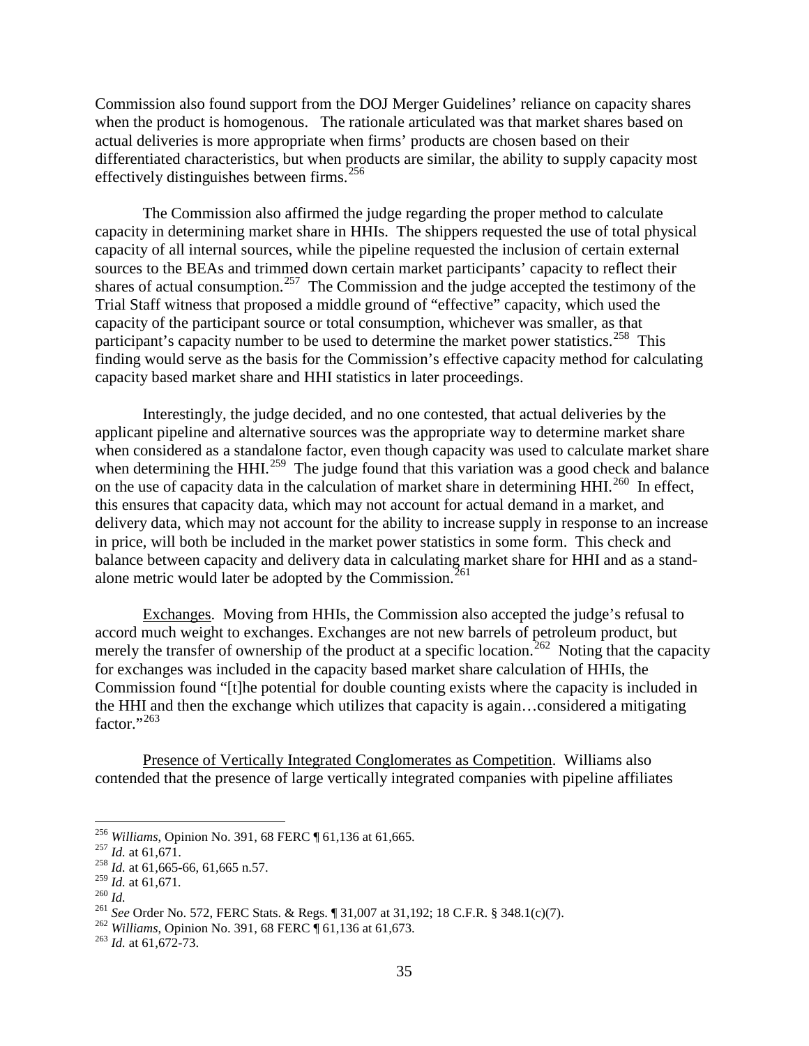Commission also found support from the DOJ Merger Guidelines' reliance on capacity shares when the product is homogenous. The rationale articulated was that market shares based on actual deliveries is more appropriate when firms' products are chosen based on their differentiated characteristics, but when products are similar, the ability to supply capacity most effectively distinguishes between firms.[256]

The Commission also affirmed the judge regarding the proper method to calculate capacity in determining market share in HHIs. The shippers requested the use of total physical capacity of all internal sources, while the pipeline requested the inclusion of certain external sources to the BEAs and trimmed down certain market participants' capacity to reflect their shares of actual consumption.[257] The Commission and the judge accepted the testimony of the Trial Staff witness that proposed a middle ground of "effective" capacity, which used the capacity of the participant source or total consumption, whichever was smaller, as that participant's capacity number to be used to determine the market power statistics.[258] This finding would serve as the basis for the Commission's effective capacity method for calculating capacity based market share and HHI statistics in later proceedings.

Interestingly, the judge decided, and no one contested, that actual deliveries by the applicant pipeline and alternative sources was the appropriate way to determine market share when considered as a standalone factor, even though capacity was used to calculate market share when determining the HHI.[259] The judge found that this variation was a good check and balance on the use of capacity data in the calculation of market share in determining HHI.[260] In effect, this ensures that capacity data, which may not account for actual demand in a market, and delivery data, which may not account for the ability to increase supply in response to an increase in price, will both be included in the market power statistics in some form. This check and balance between capacity and delivery data in calculating market share for HHI and as a stand-alone metric would later be adopted by the Commission.[261]

<u>Exchanges</u>. Moving from HHIs, the Commission also accepted the judge's refusal to accord much weight to exchanges. Exchanges are not new barrels of petroleum product, but merely the transfer of ownership of the product at a specific location.[262] Noting that the capacity for exchanges was included in the capacity based market share calculation of HHIs, the Commission found "[t]he potential for double counting exists where the capacity is included in the HHI and then the exchange which utilizes that capacity is again…considered a mitigating factor."[263]

<u>Presence of Vertically Integrated Conglomerates as Competition</u>. Williams also contended that the presence of large vertically integrated companies with pipeline affiliates

---

[256] *Williams*, Opinion No. 391, 68 FERC ¶ 61,136 at 61,665.

[257] *Id.* at 61,671.

[258] *Id.* at 61,665-66, 61,665 n.57.

[259] *Id.* at 61,671.

[260] *Id.*

[261] *See* Order No. 572, FERC Stats. & Regs. ¶ 31,007 at 31,192; 18 C.F.R. § 348.1(c)(7).

[262] *Williams*, Opinion No. 391, 68 FERC ¶ 61,136 at 61,673.

[263] *Id.* at 61,672-73.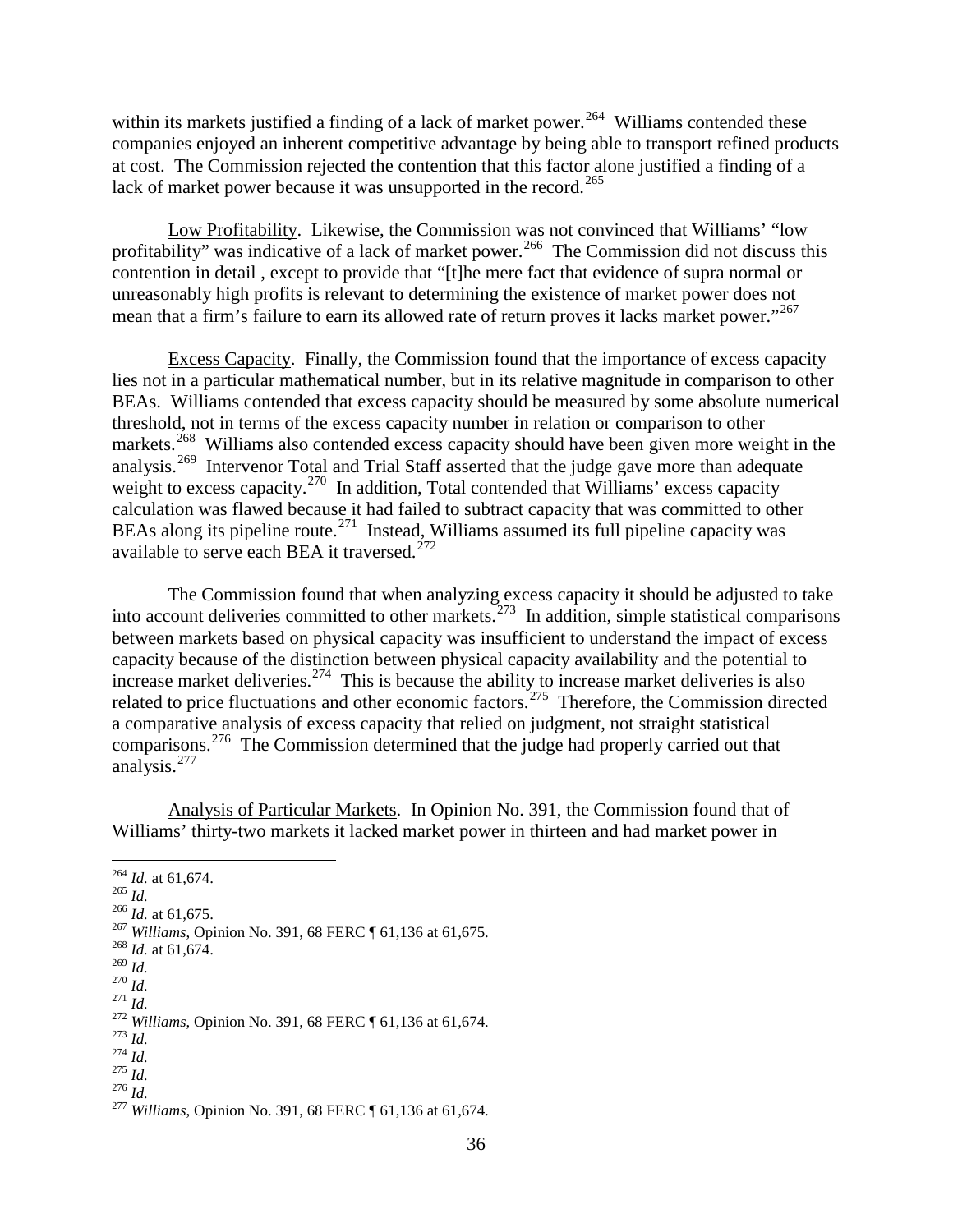within its markets justified a finding of a lack of market power.[264] Williams contended these companies enjoyed an inherent competitive advantage by being able to transport refined products at cost. The Commission rejected the contention that this factor alone justified a finding of a lack of market power because it was unsupported in the record.[265]

Low Profitability. Likewise, the Commission was not convinced that Williams' "low profitability" was indicative of a lack of market power.[266] The Commission did not discuss this contention in detail , except to provide that "[t]he mere fact that evidence of supra normal or unreasonably high profits is relevant to determining the existence of market power does not mean that a firm's failure to earn its allowed rate of return proves it lacks market power."[267]

Excess Capacity. Finally, the Commission found that the importance of excess capacity lies not in a particular mathematical number, but in its relative magnitude in comparison to other BEAs. Williams contended that excess capacity should be measured by some absolute numerical threshold, not in terms of the excess capacity number in relation or comparison to other markets.[268] Williams also contended excess capacity should have been given more weight in the analysis.[269] Intervenor Total and Trial Staff asserted that the judge gave more than adequate weight to excess capacity.[270] In addition, Total contended that Williams' excess capacity calculation was flawed because it had failed to subtract capacity that was committed to other BEAs along its pipeline route.[271] Instead, Williams assumed its full pipeline capacity was available to serve each BEA it traversed.[272]

The Commission found that when analyzing excess capacity it should be adjusted to take into account deliveries committed to other markets.[273] In addition, simple statistical comparisons between markets based on physical capacity was insufficient to understand the impact of excess capacity because of the distinction between physical capacity availability and the potential to increase market deliveries.[274] This is because the ability to increase market deliveries is also related to price fluctuations and other economic factors.[275] Therefore, the Commission directed a comparative analysis of excess capacity that relied on judgment, not straight statistical comparisons.[276] The Commission determined that the judge had properly carried out that analysis.[277]

Analysis of Particular Markets. In Opinion No. 391, the Commission found that of Williams' thirty-two markets it lacked market power in thirteen and had market power in

---

[264] *Id.* at 61,674.
[265] *Id.*
[266] *Id.* at 61,675.
[267] *Williams*, Opinion No. 391, 68 FERC ¶ 61,136 at 61,675.
[268] *Id.* at 61,674.
[269] *Id.*
[270] *Id.*
[271] *Id.*
[272] *Williams*, Opinion No. 391, 68 FERC ¶ 61,136 at 61,674.
[273] *Id.*
[274] *Id.*
[275] *Id.*
[276] *Id.*
[277] *Williams*, Opinion No. 391, 68 FERC ¶ 61,136 at 61,674.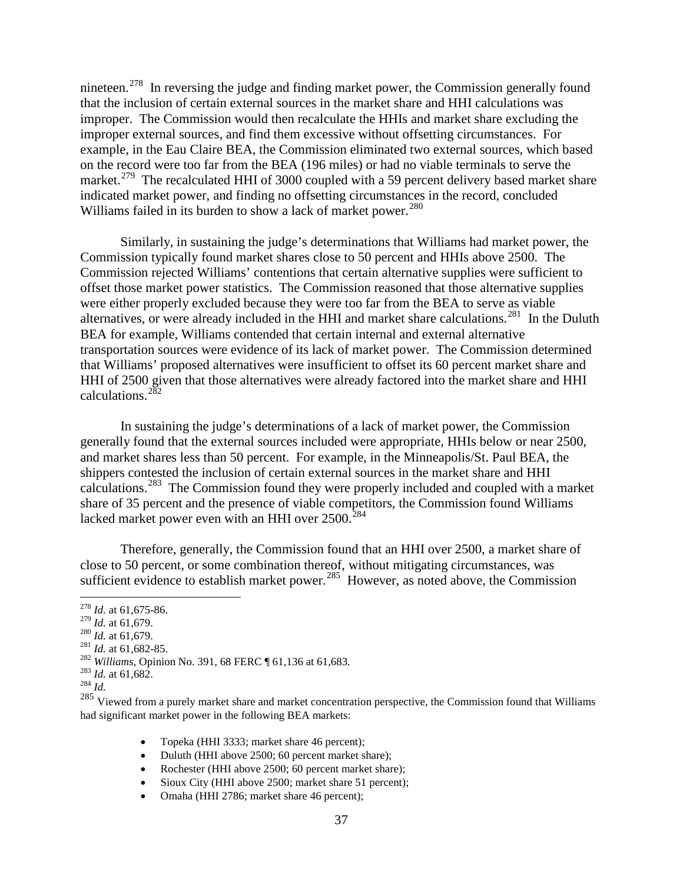nineteen.[278] In reversing the judge and finding market power, the Commission generally found that the inclusion of certain external sources in the market share and HHI calculations was improper. The Commission would then recalculate the HHIs and market share excluding the improper external sources, and find them excessive without offsetting circumstances. For example, in the Eau Claire BEA, the Commission eliminated two external sources, which based on the record were too far from the BEA (196 miles) or had no viable terminals to serve the market.[279] The recalculated HHI of 3000 coupled with a 59 percent delivery based market share indicated market power, and finding no offsetting circumstances in the record, concluded Williams failed in its burden to show a lack of market power.[280]

Similarly, in sustaining the judge's determinations that Williams had market power, the Commission typically found market shares close to 50 percent and HHIs above 2500. The Commission rejected Williams' contentions that certain alternative supplies were sufficient to offset those market power statistics. The Commission reasoned that those alternative supplies were either properly excluded because they were too far from the BEA to serve as viable alternatives, or were already included in the HHI and market share calculations.[281] In the Duluth BEA for example, Williams contended that certain internal and external alternative transportation sources were evidence of its lack of market power. The Commission determined that Williams' proposed alternatives were insufficient to offset its 60 percent market share and HHI of 2500 given that those alternatives were already factored into the market share and HHI calculations.[282]

In sustaining the judge's determinations of a lack of market power, the Commission generally found that the external sources included were appropriate, HHIs below or near 2500, and market shares less than 50 percent. For example, in the Minneapolis/St. Paul BEA, the shippers contested the inclusion of certain external sources in the market share and HHI calculations.[283] The Commission found they were properly included and coupled with a market share of 35 percent and the presence of viable competitors, the Commission found Williams lacked market power even with an HHI over 2500.[284]

Therefore, generally, the Commission found that an HHI over 2500, a market share of close to 50 percent, or some combination thereof, without mitigating circumstances, was sufficient evidence to establish market power.[285] However, as noted above, the Commission

---

[278] *Id.* at 61,675-86.

[279] *Id.* at 61,679.

[280] *Id.* at 61,679.

[281] *Id.* at 61,682-85.

[282] *Williams*, Opinion No. 391, 68 FERC ¶ 61,136 at 61,683.

[283] *Id.* at 61,682.

[284] *Id.*

[285] Viewed from a purely market share and market concentration perspective, the Commission found that Williams had significant market power in the following BEA markets:

- Topeka (HHI 3333; market share 46 percent);
- Duluth (HHI above 2500; 60 percent market share);
- Rochester (HHI above 2500; 60 percent market share);
- Sioux City (HHI above 2500; market share 51 percent);
- Omaha (HHI 2786; market share 46 percent);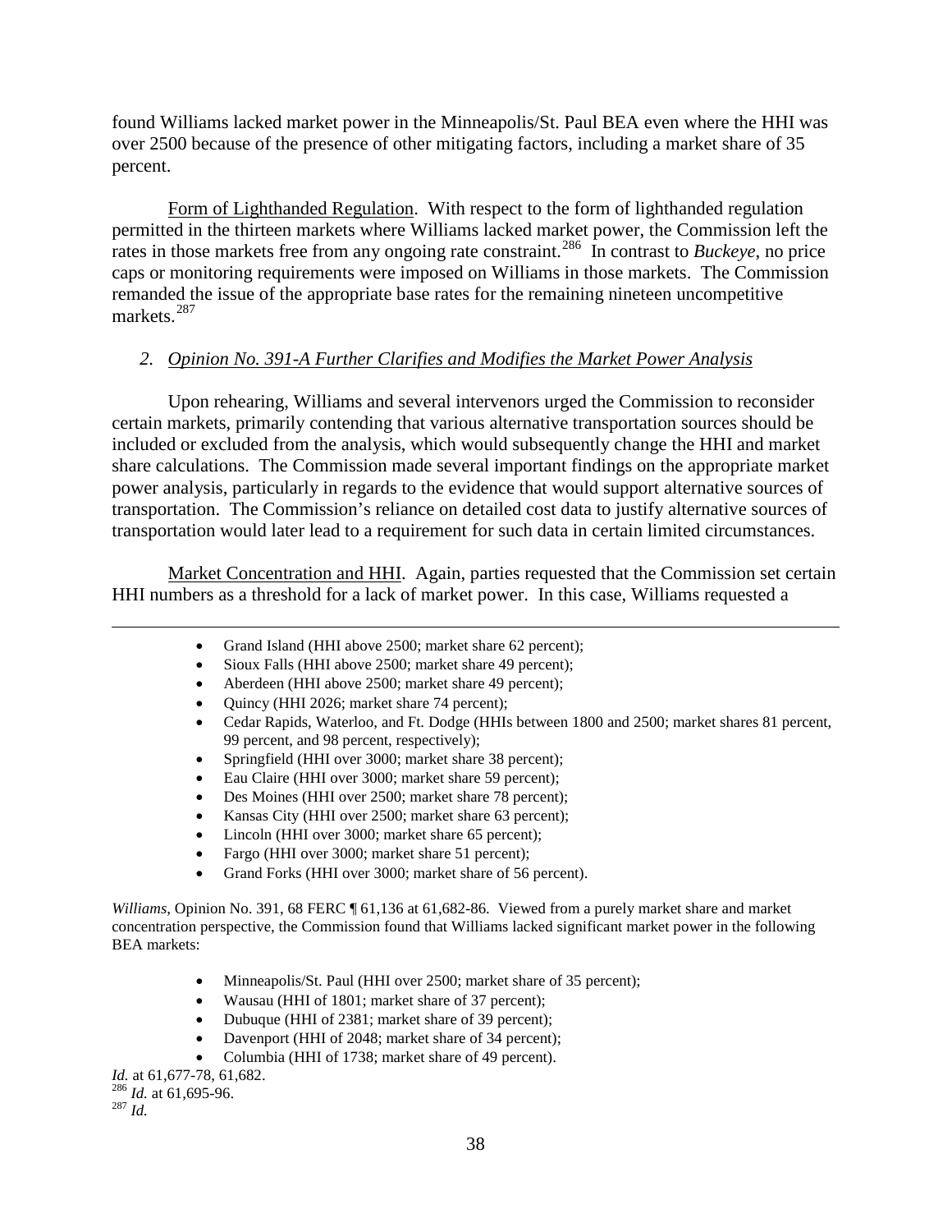found Williams lacked market power in the Minneapolis/St. Paul BEA even where the HHI was over 2500 because of the presence of other mitigating factors, including a market share of 35 percent.

Form of Lighthanded Regulation. With respect to the form of lighthanded regulation permitted in the thirteen markets where Williams lacked market power, the Commission left the rates in those markets free from any ongoing rate constraint.[286] In contrast to *Buckeye*, no price caps or monitoring requirements were imposed on Williams in those markets. The Commission remanded the issue of the appropriate base rates for the remaining nineteen uncompetitive markets.[287]

### 2. *Opinion No. 391-A Further Clarifies and Modifies the Market Power Analysis*

Upon rehearing, Williams and several intervenors urged the Commission to reconsider certain markets, primarily contending that various alternative transportation sources should be included or excluded from the analysis, which would subsequently change the HHI and market share calculations. The Commission made several important findings on the appropriate market power analysis, particularly in regards to the evidence that would support alternative sources of transportation. The Commission's reliance on detailed cost data to justify alternative sources of transportation would later lead to a requirement for such data in certain limited circumstances.

Market Concentration and HHI. Again, parties requested that the Commission set certain HHI numbers as a threshold for a lack of market power. In this case, Williams requested a

---

- Grand Island (HHI above 2500; market share 62 percent);
- Sioux Falls (HHI above 2500; market share 49 percent);
- Aberdeen (HHI above 2500; market share 49 percent);
- Quincy (HHI 2026; market share 74 percent);
- Cedar Rapids, Waterloo, and Ft. Dodge (HHIs between 1800 and 2500; market shares 81 percent, 99 percent, and 98 percent, respectively);
- Springfield (HHI over 3000; market share 38 percent);
- Eau Claire (HHI over 3000; market share 59 percent);
- Des Moines (HHI over 2500; market share 78 percent);
- Kansas City (HHI over 2500; market share 63 percent);
- Lincoln (HHI over 3000; market share 65 percent);
- Fargo (HHI over 3000; market share 51 percent);
- Grand Forks (HHI over 3000; market share of 56 percent).

*Williams*, Opinion No. 391, 68 FERC ¶ 61,136 at 61,682-86. Viewed from a purely market share and market concentration perspective, the Commission found that Williams lacked significant market power in the following BEA markets:

- Minneapolis/St. Paul (HHI over 2500; market share of 35 percent);
- Wausau (HHI of 1801; market share of 37 percent);
- Dubuque (HHI of 2381; market share of 39 percent);
- Davenport (HHI of 2048; market share of 34 percent);
- Columbia (HHI of 1738; market share of 49 percent).

*Id.* at 61,677-78, 61,682.

[286] *Id.* at 61,695-96.

[287] *Id.*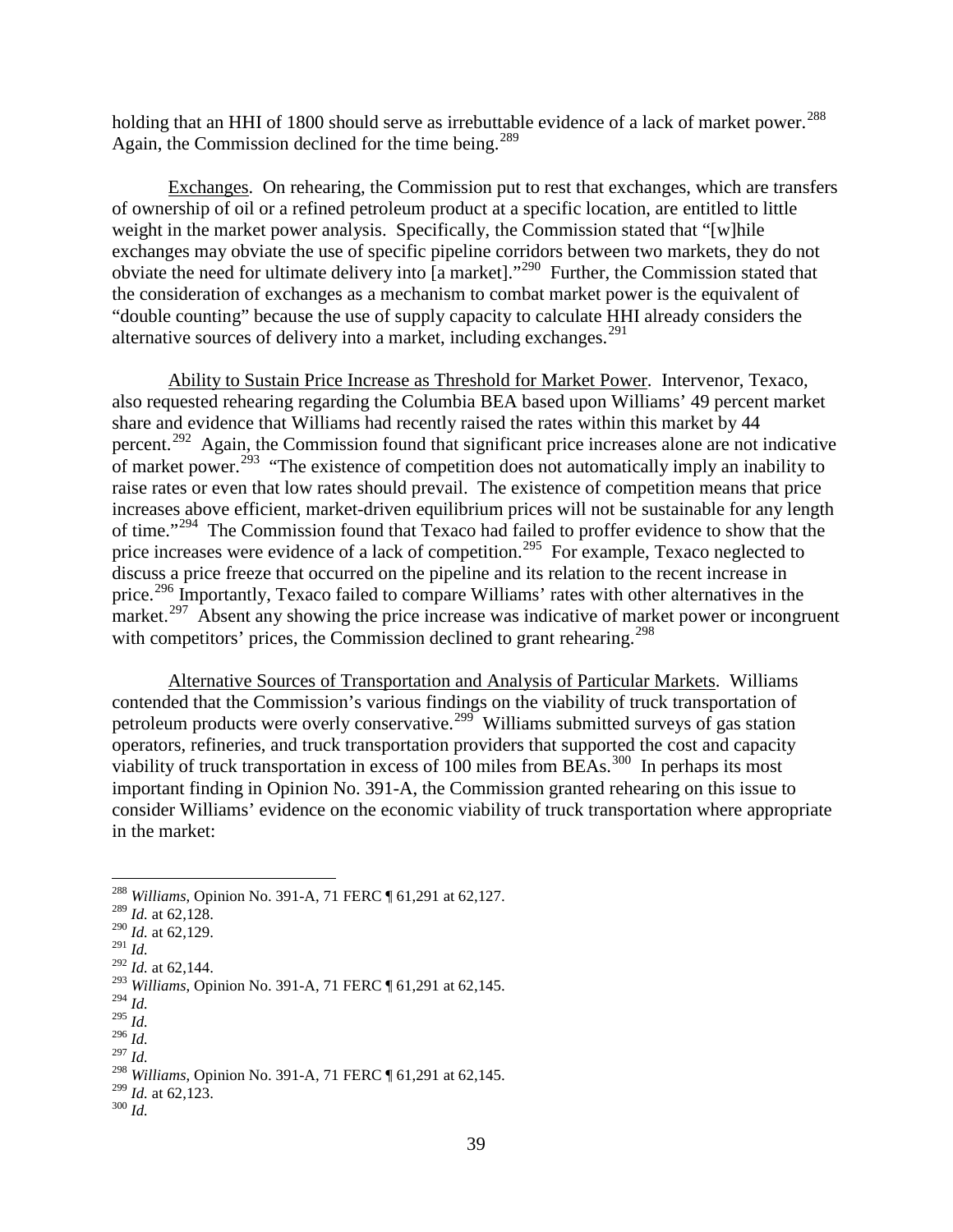holding that an HHI of 1800 should serve as irrebuttable evidence of a lack of market power.[288] Again, the Commission declined for the time being.[289]

Exchanges. On rehearing, the Commission put to rest that exchanges, which are transfers of ownership of oil or a refined petroleum product at a specific location, are entitled to little weight in the market power analysis. Specifically, the Commission stated that "[w]hile exchanges may obviate the use of specific pipeline corridors between two markets, they do not obviate the need for ultimate delivery into [a market]."[290] Further, the Commission stated that the consideration of exchanges as a mechanism to combat market power is the equivalent of "double counting" because the use of supply capacity to calculate HHI already considers the alternative sources of delivery into a market, including exchanges.[291]

Ability to Sustain Price Increase as Threshold for Market Power. Intervenor, Texaco, also requested rehearing regarding the Columbia BEA based upon Williams' 49 percent market share and evidence that Williams had recently raised the rates within this market by 44 percent.[292] Again, the Commission found that significant price increases alone are not indicative of market power.[293] "The existence of competition does not automatically imply an inability to raise rates or even that low rates should prevail. The existence of competition means that price increases above efficient, market-driven equilibrium prices will not be sustainable for any length of time."[294] The Commission found that Texaco had failed to proffer evidence to show that the price increases were evidence of a lack of competition.[295] For example, Texaco neglected to discuss a price freeze that occurred on the pipeline and its relation to the recent increase in price.[296] Importantly, Texaco failed to compare Williams' rates with other alternatives in the market.[297] Absent any showing the price increase was indicative of market power or incongruent with competitors' prices, the Commission declined to grant rehearing.[298]

Alternative Sources of Transportation and Analysis of Particular Markets. Williams contended that the Commission's various findings on the viability of truck transportation of petroleum products were overly conservative.[299] Williams submitted surveys of gas station operators, refineries, and truck transportation providers that supported the cost and capacity viability of truck transportation in excess of 100 miles from BEAs.[300] In perhaps its most important finding in Opinion No. 391-A, the Commission granted rehearing on this issue to consider Williams' evidence on the economic viability of truck transportation where appropriate in the market:

---

[288] *Williams*, Opinion No. 391-A, 71 FERC ¶ 61,291 at 62,127.
[289] *Id.* at 62,128.
[290] *Id.* at 62,129.
[291] *Id.*
[292] *Id.* at 62,144.
[293] *Williams*, Opinion No. 391-A, 71 FERC ¶ 61,291 at 62,145.
[294] *Id.*
[295] *Id.*
[296] *Id.*
[297] *Id.*
[298] *Williams*, Opinion No. 391-A, 71 FERC ¶ 61,291 at 62,145.
[299] *Id.* at 62,123.
[300] *Id.*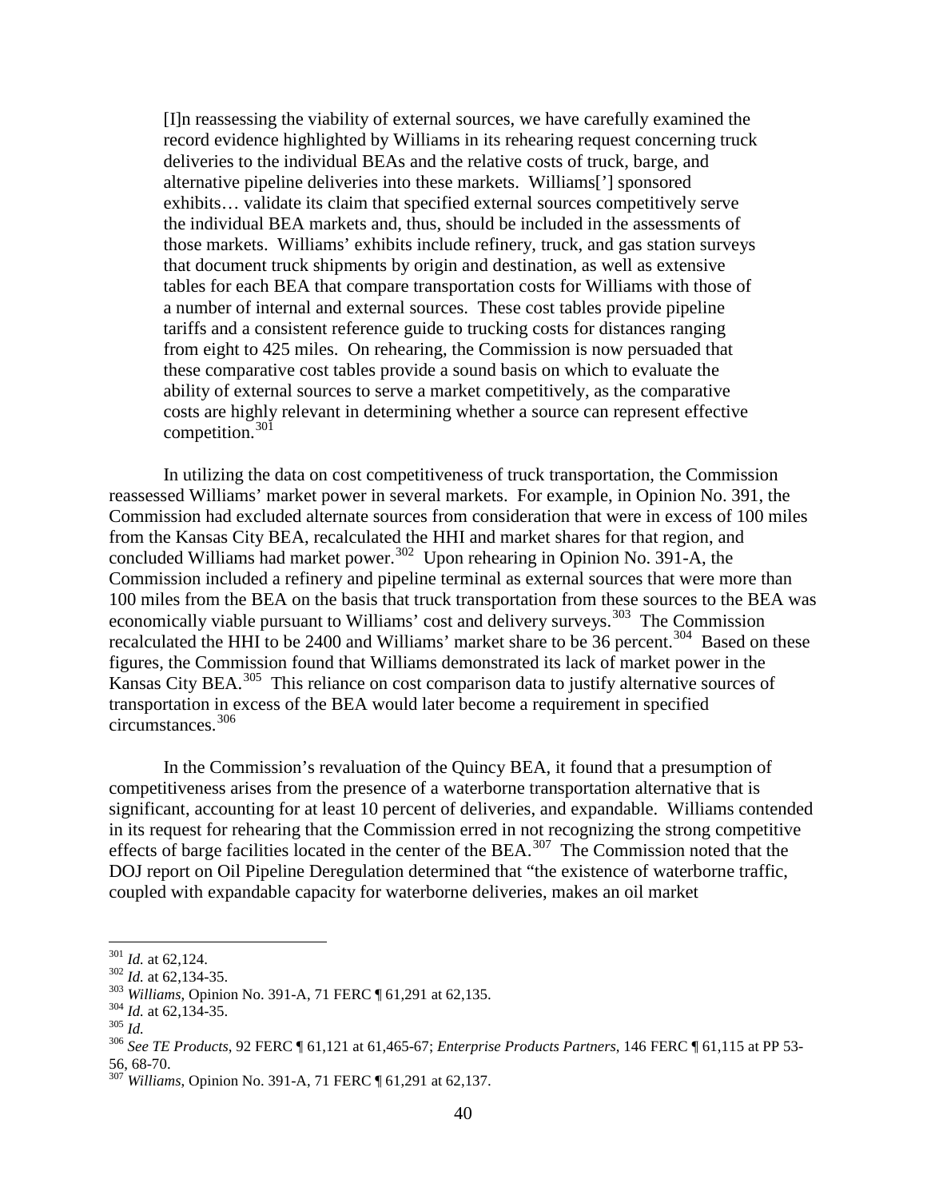> [I]n reassessing the viability of external sources, we have carefully examined the record evidence highlighted by Williams in its rehearing request concerning truck deliveries to the individual BEAs and the relative costs of truck, barge, and alternative pipeline deliveries into these markets. Williams['] sponsored exhibits… validate its claim that specified external sources competitively serve the individual BEA markets and, thus, should be included in the assessments of those markets. Williams' exhibits include refinery, truck, and gas station surveys that document truck shipments by origin and destination, as well as extensive tables for each BEA that compare transportation costs for Williams with those of a number of internal and external sources. These cost tables provide pipeline tariffs and a consistent reference guide to trucking costs for distances ranging from eight to 425 miles. On rehearing, the Commission is now persuaded that these comparative cost tables provide a sound basis on which to evaluate the ability of external sources to serve a market competitively, as the comparative costs are highly relevant in determining whether a source can represent effective competition.[301]

In utilizing the data on cost competitiveness of truck transportation, the Commission reassessed Williams' market power in several markets. For example, in Opinion No. 391, the Commission had excluded alternate sources from consideration that were in excess of 100 miles from the Kansas City BEA, recalculated the HHI and market shares for that region, and concluded Williams had market power.[302] Upon rehearing in Opinion No. 391-A, the Commission included a refinery and pipeline terminal as external sources that were more than 100 miles from the BEA on the basis that truck transportation from these sources to the BEA was economically viable pursuant to Williams' cost and delivery surveys.[303] The Commission recalculated the HHI to be 2400 and Williams' market share to be 36 percent.[304] Based on these figures, the Commission found that Williams demonstrated its lack of market power in the Kansas City BEA.[305] This reliance on cost comparison data to justify alternative sources of transportation in excess of the BEA would later become a requirement in specified circumstances.[306]

In the Commission's revaluation of the Quincy BEA, it found that a presumption of competitiveness arises from the presence of a waterborne transportation alternative that is significant, accounting for at least 10 percent of deliveries, and expandable. Williams contended in its request for rehearing that the Commission erred in not recognizing the strong competitive effects of barge facilities located in the center of the BEA.[307] The Commission noted that the DOJ report on Oil Pipeline Deregulation determined that "the existence of waterborne traffic, coupled with expandable capacity for waterborne deliveries, makes an oil market

---

[301] *Id.* at 62,124.

[302] *Id.* at 62,134-35.

[303] *Williams*, Opinion No. 391-A, 71 FERC ¶ 61,291 at 62,135.

[304] *Id.* at 62,134-35.

[305] *Id.*

[306] *See TE Products*, 92 FERC ¶ 61,121 at 61,465-67; *Enterprise Products Partners*, 146 FERC ¶ 61,115 at PP 53-56, 68-70.

[307] *Williams*, Opinion No. 391-A, 71 FERC ¶ 61,291 at 62,137.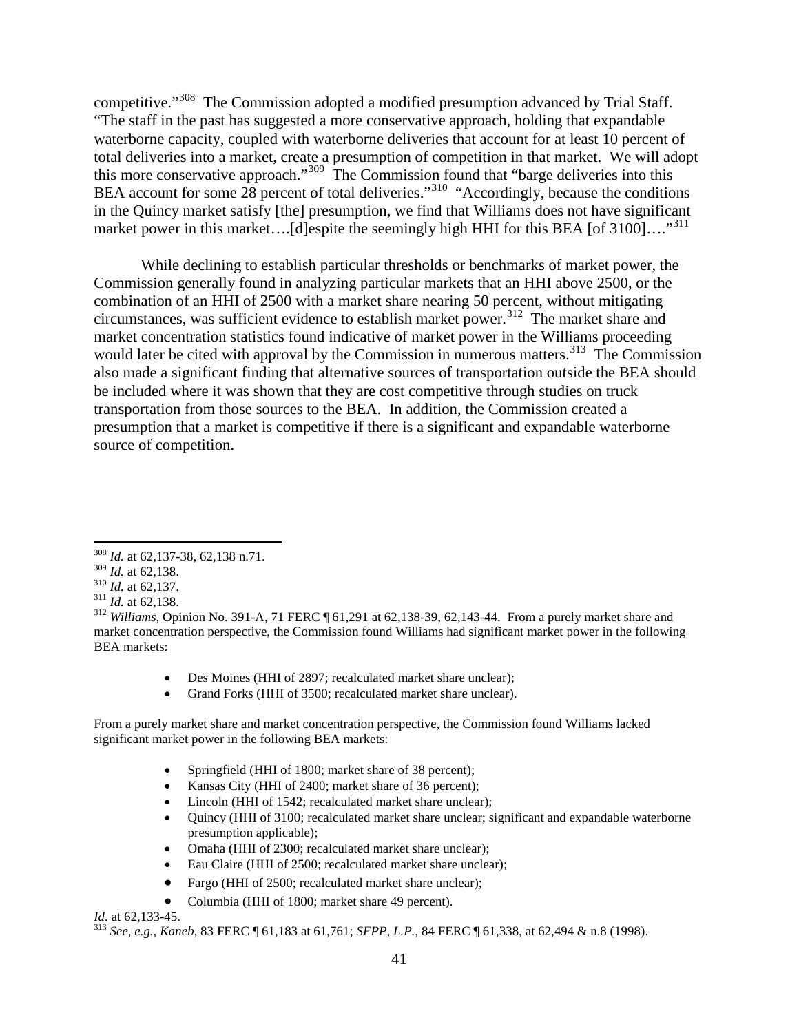competitive."[308] The Commission adopted a modified presumption advanced by Trial Staff. "The staff in the past has suggested a more conservative approach, holding that expandable waterborne capacity, coupled with waterborne deliveries that account for at least 10 percent of total deliveries into a market, create a presumption of competition in that market. We will adopt this more conservative approach."[309] The Commission found that "barge deliveries into this BEA account for some 28 percent of total deliveries."[310] "Accordingly, because the conditions in the Quincy market satisfy [the] presumption, we find that Williams does not have significant market power in this market….[d]espite the seemingly high HHI for this BEA [of 3100]…."[311]

While declining to establish particular thresholds or benchmarks of market power, the Commission generally found in analyzing particular markets that an HHI above 2500, or the combination of an HHI of 2500 with a market share nearing 50 percent, without mitigating circumstances, was sufficient evidence to establish market power.[312] The market share and market concentration statistics found indicative of market power in the Williams proceeding would later be cited with approval by the Commission in numerous matters.[313] The Commission also made a significant finding that alternative sources of transportation outside the BEA should be included where it was shown that they are cost competitive through studies on truck transportation from those sources to the BEA. In addition, the Commission created a presumption that a market is competitive if there is a significant and expandable waterborne source of competition.

---

[308] *Id.* at 62,137-38, 62,138 n.71.

[309] *Id.* at 62,138.

[310] *Id.* at 62,137.

[311] *Id.* at 62,138.

[312] *Williams*, Opinion No. 391-A, 71 FERC ¶ 61,291 at 62,138-39, 62,143-44. From a purely market share and market concentration perspective, the Commission found Williams had significant market power in the following BEA markets:

- Des Moines (HHI of 2897; recalculated market share unclear);
- Grand Forks (HHI of 3500; recalculated market share unclear).

From a purely market share and market concentration perspective, the Commission found Williams lacked significant market power in the following BEA markets:

- Springfield (HHI of 1800; market share of 38 percent);
- Kansas City (HHI of 2400; market share of 36 percent);
- Lincoln (HHI of 1542; recalculated market share unclear);
- Quincy (HHI of 3100; recalculated market share unclear; significant and expandable waterborne presumption applicable);
- Omaha (HHI of 2300; recalculated market share unclear);
- Eau Claire (HHI of 2500; recalculated market share unclear);
- Fargo (HHI of 2500; recalculated market share unclear);
- Columbia (HHI of 1800; market share 49 percent).

*Id.* at 62,133-45.

[313] *See, e.g., Kaneb*, 83 FERC ¶ 61,183 at 61,761; *SFPP, L.P.*, 84 FERC ¶ 61,338, at 62,494 & n.8 (1998).